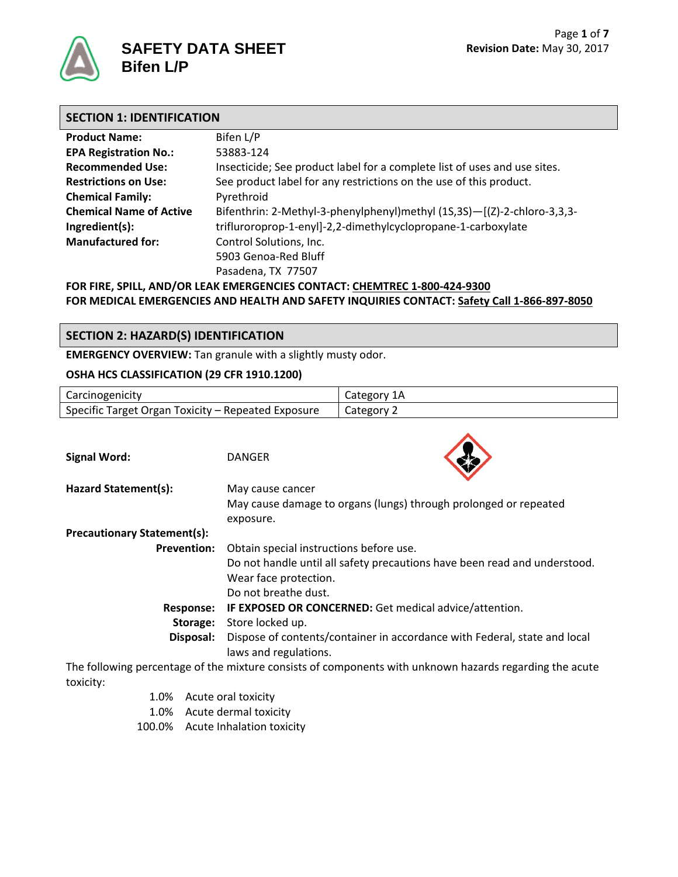# SAFETY DATA SHEET
# Bifen L/P

**Revision Date:** May 30, 2017

## SECTION 1: IDENTIFICATION

| | |
|---|---|
| **Product Name:** | Bifen L/P |
| **EPA Registration No.:** | 53883-124 |
| **Recommended Use:** | Insecticide; See product label for a complete list of uses and use sites. |
| **Restrictions on Use:** | See product label for any restrictions on the use of this product. |
| **Chemical Family:** | Pyrethroid |
| **Chemical Name of Active Ingredient(s):** | Bifenthrin: 2-Methyl-3-phenylphenyl)methyl (1S,3S)—[(Z)-2-chloro-3,3,3-trifluroroprop-1-enyl]-2,2-dimethylcyclopropane-1-carboxylate |
| **Manufactured for:** | Control Solutions, Inc.<br>5903 Genoa-Red Bluff<br>Pasadena, TX 77507 |

**FOR FIRE, SPILL, AND/OR LEAK EMERGENCIES CONTACT: CHEMTREC 1-800-424-9300**
**FOR MEDICAL EMERGENCIES AND HEALTH AND SAFETY INQUIRIES CONTACT: Safety Call 1-866-897-8050**

## SECTION 2: HAZARD(S) IDENTIFICATION

**EMERGENCY OVERVIEW:** Tan granule with a slightly musty odor.

**OSHA HCS CLASSIFICATION (29 CFR 1910.1200)**

| | |
|---|---|
| Carcinogenicity | Category 1A |
| Specific Target Organ Toxicity – Repeated Exposure | Category 2 |

**Signal Word:** DANGER

**Hazard Statement(s):**
May cause cancer
May cause damage to organs (lungs) through prolonged or repeated exposure.

**Precautionary Statement(s):**

**Prevention:** Obtain special instructions before use.
Do not handle until all safety precautions have been read and understood.
Wear face protection.
Do not breathe dust.

**Response:** **IF EXPOSED OR CONCERNED:** Get medical advice/attention.

**Storage:** Store locked up.

**Disposal:** Dispose of contents/container in accordance with Federal, state and local laws and regulations.

The following percentage of the mixture consists of components with unknown hazards regarding the acute toxicity:

- 1.0% Acute oral toxicity
- 1.0% Acute dermal toxicity
- 100.0% Acute Inhalation toxicity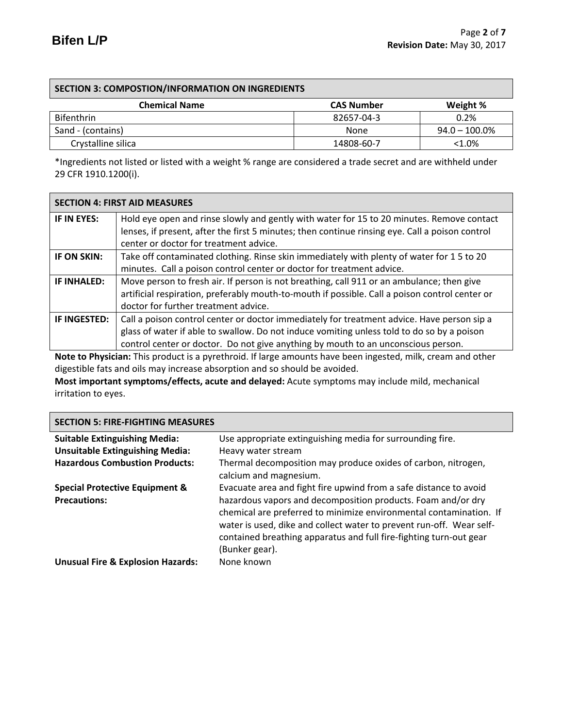## SECTION 3: COMPOSTION/INFORMATION ON INGREDIENTS

| Chemical Name | CAS Number | Weight % |
|---|---|---|
| Bifenthrin | 82657-04-3 | 0.2% |
| Sand - (contains) | None | 94.0 – 100.0% |
| Crystalline silica | 14808-60-7 | <1.0% |

*Ingredients not listed or listed with a weight % range are considered a trade secret and are withheld under 29 CFR 1910.1200(i).

## SECTION 4: FIRST AID MEASURES

| | |
|---|---|
| **IF IN EYES:** | Hold eye open and rinse slowly and gently with water for 15 to 20 minutes. Remove contact lenses, if present, after the first 5 minutes; then continue rinsing eye. Call a poison control center or doctor for treatment advice. |
| **IF ON SKIN:** | Take off contaminated clothing. Rinse skin immediately with plenty of water for 1 5 to 20 minutes. Call a poison control center or doctor for treatment advice. |
| **IF INHALED:** | Move person to fresh air. If person is not breathing, call 911 or an ambulance; then give artificial respiration, preferably mouth-to-mouth if possible. Call a poison control center or doctor for further treatment advice. |
| **IF INGESTED:** | Call a poison control center or doctor immediately for treatment advice. Have person sip a glass of water if able to swallow. Do not induce vomiting unless told to do so by a poison control center or doctor. Do not give anything by mouth to an unconscious person. |

**Note to Physician:** This product is a pyrethroid. If large amounts have been ingested, milk, cream and other digestible fats and oils may increase absorption and so should be avoided.

**Most important symptoms/effects, acute and delayed:** Acute symptoms may include mild, mechanical irritation to eyes.

## SECTION 5: FIRE-FIGHTING MEASURES

**Suitable Extinguishing Media:** Use appropriate extinguishing media for surrounding fire.

**Unsuitable Extinguishing Media:** Heavy water stream

**Hazardous Combustion Products:** Thermal decomposition may produce oxides of carbon, nitrogen, calcium and magnesium.

**Special Protective Equipment & Precautions:** Evacuate area and fight fire upwind from a safe distance to avoid hazardous vapors and decomposition products. Foam and/or dry chemical are preferred to minimize environmental contamination. If water is used, dike and collect water to prevent run-off. Wear self-contained breathing apparatus and full fire-fighting turn-out gear (Bunker gear).

**Unusual Fire & Explosion Hazards:** None known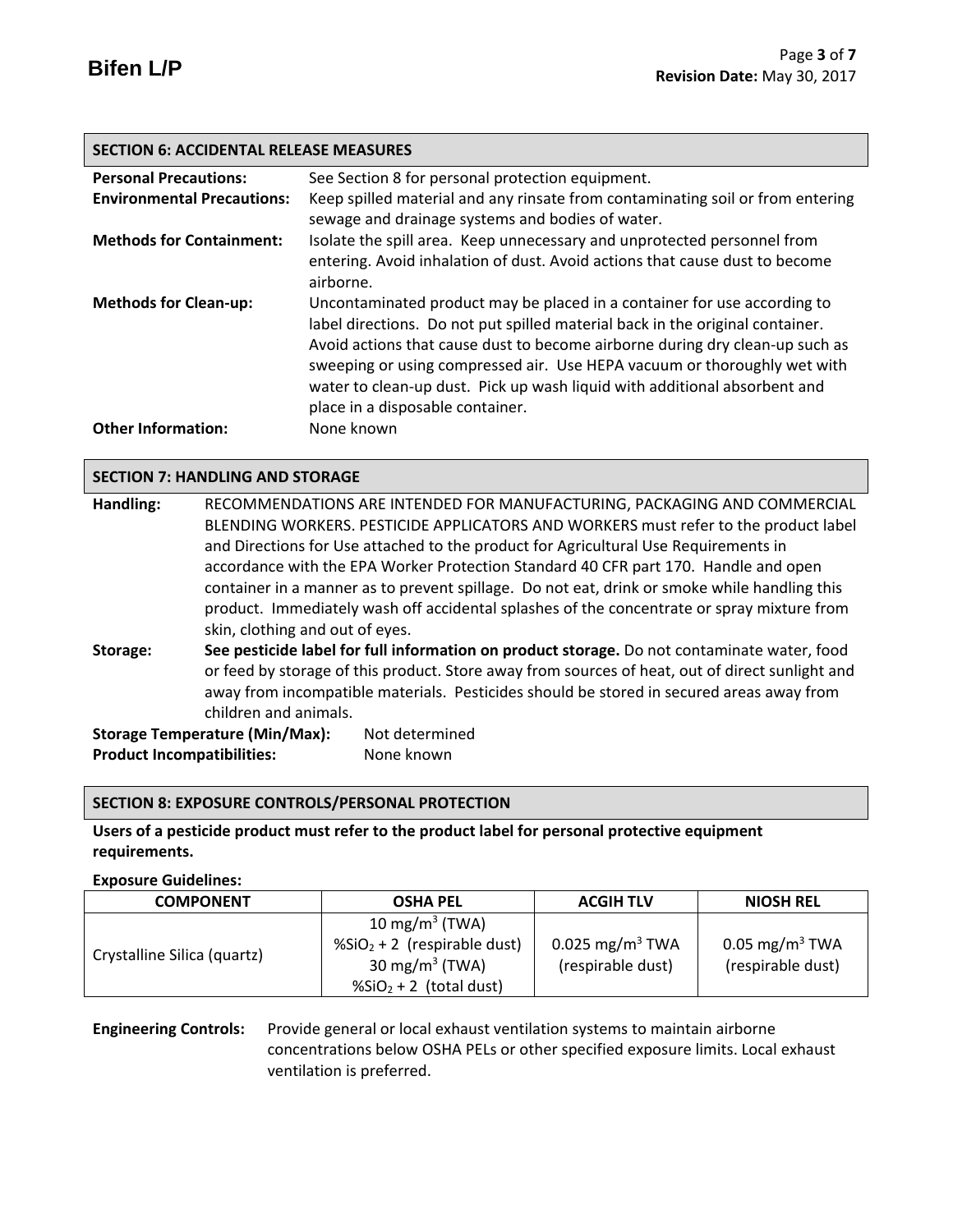## SECTION 6: ACCIDENTAL RELEASE MEASURES

**Personal Precautions:** See Section 8 for personal protection equipment.

**Environmental Precautions:** Keep spilled material and any rinsate from contaminating soil or from entering sewage and drainage systems and bodies of water.

**Methods for Containment:** Isolate the spill area. Keep unnecessary and unprotected personnel from entering. Avoid inhalation of dust. Avoid actions that cause dust to become airborne.

**Methods for Clean-up:** Uncontaminated product may be placed in a container for use according to label directions. Do not put spilled material back in the original container. Avoid actions that cause dust to become airborne during dry clean-up such as sweeping or using compressed air. Use HEPA vacuum or thoroughly wet with water to clean-up dust. Pick up wash liquid with additional absorbent and place in a disposable container.

**Other Information:** None known

## SECTION 7: HANDLING AND STORAGE

**Handling:** RECOMMENDATIONS ARE INTENDED FOR MANUFACTURING, PACKAGING AND COMMERCIAL BLENDING WORKERS. PESTICIDE APPLICATORS AND WORKERS must refer to the product label and Directions for Use attached to the product for Agricultural Use Requirements in accordance with the EPA Worker Protection Standard 40 CFR part 170. Handle and open container in a manner as to prevent spillage. Do not eat, drink or smoke while handling this product. Immediately wash off accidental splashes of the concentrate or spray mixture from skin, clothing and out of eyes.

**Storage:** **See pesticide label for full information on product storage.** Do not contaminate water, food or feed by storage of this product. Store away from sources of heat, out of direct sunlight and away from incompatible materials. Pesticides should be stored in secured areas away from children and animals.

**Storage Temperature (Min/Max):** Not determined

**Product Incompatibilities:** None known

## SECTION 8: EXPOSURE CONTROLS/PERSONAL PROTECTION

**Users of a pesticide product must refer to the product label for personal protective equipment requirements.**

**Exposure Guidelines:**

| COMPONENT | OSHA PEL | ACGIH TLV | NIOSH REL |
|---|---|---|---|
| Crystalline Silica (quartz) | 10 mg/m$^3$ (TWA)<br>%$SiO_2$ + 2 (respirable dust)<br>30 mg/m$^3$ (TWA)<br>%$SiO_2$ + 2 (total dust) | 0.025 mg/m$^3$ TWA (respirable dust) | 0.05 mg/m$^3$ TWA (respirable dust) |

**Engineering Controls:** Provide general or local exhaust ventilation systems to maintain airborne concentrations below OSHA PELs or other specified exposure limits. Local exhaust ventilation is preferred.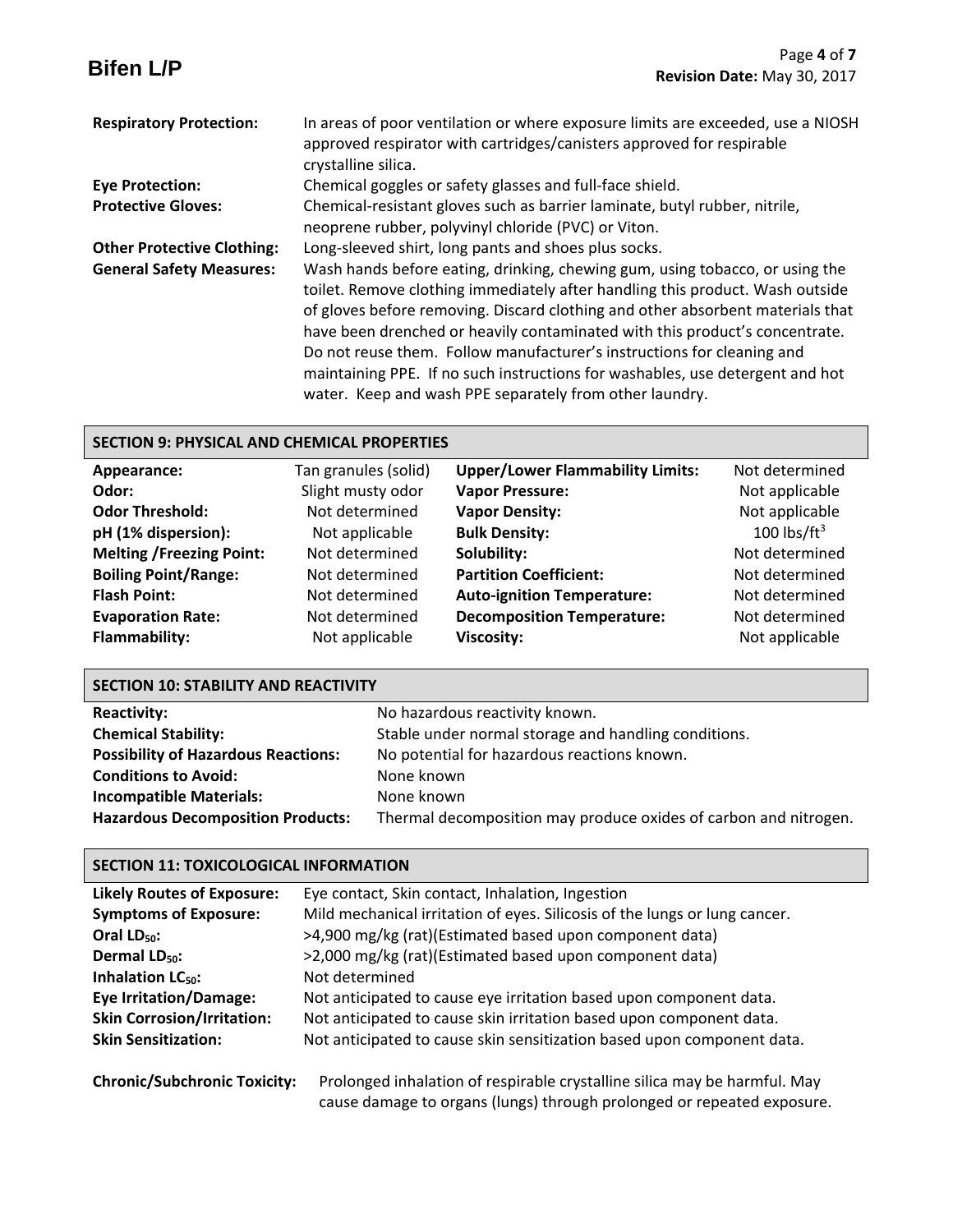| | |
|---|---|
| **Respiratory Protection:** | In areas of poor ventilation or where exposure limits are exceeded, use a NIOSH approved respirator with cartridges/canisters approved for respirable crystalline silica. |
| **Eye Protection:** | Chemical goggles or safety glasses and full-face shield. |
| **Protective Gloves:** | Chemical-resistant gloves such as barrier laminate, butyl rubber, nitrile, neoprene rubber, polyvinyl chloride (PVC) or Viton. |
| **Other Protective Clothing:** | Long-sleeved shirt, long pants and shoes plus socks. |
| **General Safety Measures:** | Wash hands before eating, drinking, chewing gum, using tobacco, or using the toilet. Remove clothing immediately after handling this product. Wash outside of gloves before removing. Discard clothing and other absorbent materials that have been drenched or heavily contaminated with this product's concentrate. Do not reuse them. Follow manufacturer's instructions for cleaning and maintaining PPE. If no such instructions for washables, use detergent and hot water. Keep and wash PPE separately from other laundry. |

## SECTION 9: PHYSICAL AND CHEMICAL PROPERTIES

| | | | |
|---|---|---|---|
| **Appearance:** | Tan granules (solid) | **Upper/Lower Flammability Limits:** | Not determined |
| **Odor:** | Slight musty odor | **Vapor Pressure:** | Not applicable |
| **Odor Threshold:** | Not determined | **Vapor Density:** | Not applicable |
| **pH (1% dispersion):** | Not applicable | **Bulk Density:** | 100 lbs/ft$^3$ |
| **Melting /Freezing Point:** | Not determined | **Solubility:** | Not determined |
| **Boiling Point/Range:** | Not determined | **Partition Coefficient:** | Not determined |
| **Flash Point:** | Not determined | **Auto-ignition Temperature:** | Not determined |
| **Evaporation Rate:** | Not determined | **Decomposition Temperature:** | Not determined |
| **Flammability:** | Not applicable | **Viscosity:** | Not applicable |

## SECTION 10: STABILITY AND REACTIVITY

| | |
|---|---|
| **Reactivity:** | No hazardous reactivity known. |
| **Chemical Stability:** | Stable under normal storage and handling conditions. |
| **Possibility of Hazardous Reactions:** | No potential for hazardous reactions known. |
| **Conditions to Avoid:** | None known |
| **Incompatible Materials:** | None known |
| **Hazardous Decomposition Products:** | Thermal decomposition may produce oxides of carbon and nitrogen. |

## SECTION 11: TOXICOLOGICAL INFORMATION

| | |
|---|---|
| **Likely Routes of Exposure:** | Eye contact, Skin contact, Inhalation, Ingestion |
| **Symptoms of Exposure:** | Mild mechanical irritation of eyes. Silicosis of the lungs or lung cancer. |
| **Oral $LD_{50}$:** | >4,900 mg/kg (rat)(Estimated based upon component data) |
| **Dermal $LD_{50}$:** | >2,000 mg/kg (rat)(Estimated based upon component data) |
| **Inhalation $LC_{50}$:** | Not determined |
| **Eye Irritation/Damage:** | Not anticipated to cause eye irritation based upon component data. |
| **Skin Corrosion/Irritation:** | Not anticipated to cause skin irritation based upon component data. |
| **Skin Sensitization:** | Not anticipated to cause skin sensitization based upon component data. |

**Chronic/Subchronic Toxicity:** Prolonged inhalation of respirable crystalline silica may be harmful. May cause damage to organs (lungs) through prolonged or repeated exposure.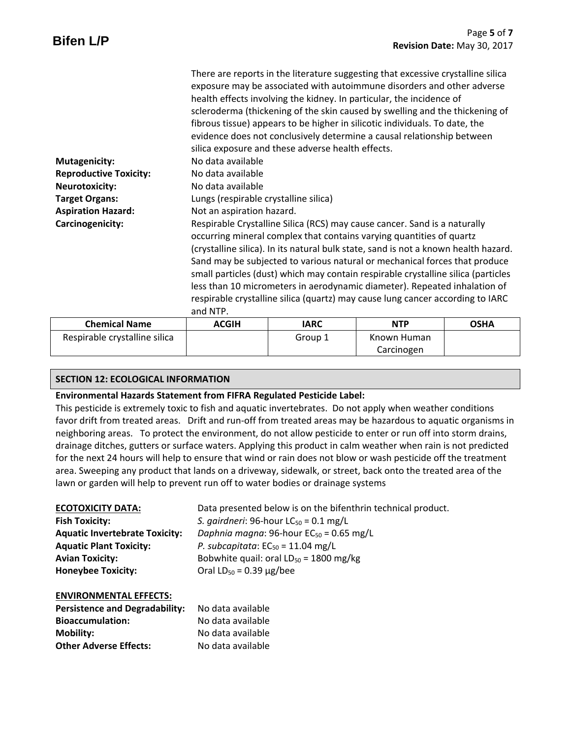There are reports in the literature suggesting that excessive crystalline silica exposure may be associated with autoimmune disorders and other adverse health effects involving the kidney. In particular, the incidence of scleroderma (thickening of the skin caused by swelling and the thickening of fibrous tissue) appears to be higher in silicotic individuals. To date, the evidence does not conclusively determine a causal relationship between silica exposure and these adverse health effects.

**Mutagenicity:** No data available

**Reproductive Toxicity:** No data available

**Neurotoxicity:** No data available

**Target Organs:** Lungs (respirable crystalline silica)

**Aspiration Hazard:** Not an aspiration hazard.

**Carcinogenicity:** Respirable Crystalline Silica (RCS) may cause cancer. Sand is a naturally occurring mineral complex that contains varying quantities of quartz (crystalline silica). In its natural bulk state, sand is not a known health hazard. Sand may be subjected to various natural or mechanical forces that produce small particles (dust) which may contain respirable crystalline silica (particles less than 10 micrometers in aerodynamic diameter). Repeated inhalation of respirable crystalline silica (quartz) may cause lung cancer according to IARC and NTP.

| Chemical Name | ACGIH | IARC | NTP | OSHA |
|---|---|---|---|---|
| Respirable crystalline silica | | Group 1 | Known Human Carcinogen | |

## SECTION 12: ECOLOGICAL INFORMATION

**Environmental Hazards Statement from FIFRA Regulated Pesticide Label:**

This pesticide is extremely toxic to fish and aquatic invertebrates. Do not apply when weather conditions favor drift from treated areas. Drift and run-off from treated areas may be hazardous to aquatic organisms in neighboring areas. To protect the environment, do not allow pesticide to enter or run off into storm drains, drainage ditches, gutters or surface waters. Applying this product in calm weather when rain is not predicted for the next 24 hours will help to ensure that wind or rain does not blow or wash pesticide off the treatment area. Sweeping any product that lands on a driveway, sidewalk, or street, back onto the treated area of the lawn or garden will help to prevent run off to water bodies or drainage systems

**ECOTOXICITY DATA:** Data presented below is on the bifenthrin technical product.

**Fish Toxicity:** *S. gairdneri*: 96-hour $LC_{50}$ = 0.1 mg/L

**Aquatic Invertebrate Toxicity:** *Daphnia magna*: 96-hour $EC_{50}$ = 0.65 mg/L

**Aquatic Plant Toxicity:** *P. subcapitata*: $EC_{50}$ = 11.04 mg/L

**Avian Toxicity:** Bobwhite quail: oral $LD_{50}$ = 1800 mg/kg

**Honeybee Toxicity:** Oral $LD_{50}$ = 0.39 μg/bee

**ENVIRONMENTAL EFFECTS:**

**Persistence and Degradability:** No data available

**Bioaccumulation:** No data available

**Mobility:** No data available

**Other Adverse Effects:** No data available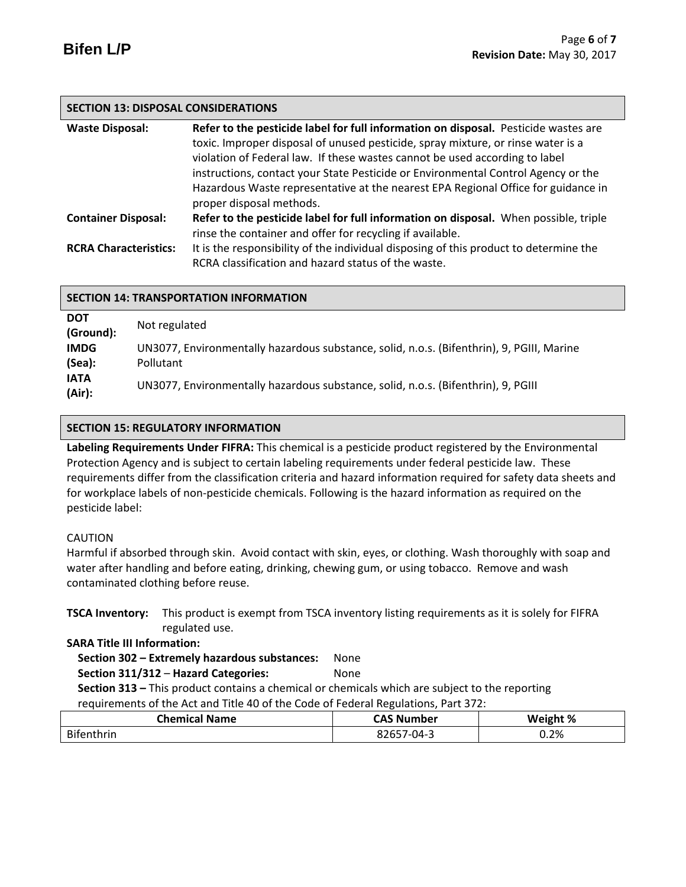## SECTION 13: DISPOSAL CONSIDERATIONS

**Waste Disposal:** **Refer to the pesticide label for full information on disposal.** Pesticide wastes are toxic. Improper disposal of unused pesticide, spray mixture, or rinse water is a violation of Federal law. If these wastes cannot be used according to label instructions, contact your State Pesticide or Environmental Control Agency or the Hazardous Waste representative at the nearest EPA Regional Office for guidance in proper disposal methods.

**Container Disposal:** **Refer to the pesticide label for full information on disposal.** When possible, triple rinse the container and offer for recycling if available.

**RCRA Characteristics:** It is the responsibility of the individual disposing of this product to determine the RCRA classification and hazard status of the waste.

## SECTION 14: TRANSPORTATION INFORMATION

**DOT (Ground):** Not regulated

**IMDG (Sea):** UN3077, Environmentally hazardous substance, solid, n.o.s. (Bifenthrin), 9, PGIII, Marine Pollutant

**IATA (Air):** UN3077, Environmentally hazardous substance, solid, n.o.s. (Bifenthrin), 9, PGIII

## SECTION 15: REGULATORY INFORMATION

**Labeling Requirements Under FIFRA:** This chemical is a pesticide product registered by the Environmental Protection Agency and is subject to certain labeling requirements under federal pesticide law. These requirements differ from the classification criteria and hazard information required for safety data sheets and for workplace labels of non-pesticide chemicals. Following is the hazard information as required on the pesticide label:

CAUTION
Harmful if absorbed through skin. Avoid contact with skin, eyes, or clothing. Wash thoroughly with soap and water after handling and before eating, drinking, chewing gum, or using tobacco. Remove and wash contaminated clothing before reuse.

**TSCA Inventory:** This product is exempt from TSCA inventory listing requirements as it is solely for FIFRA regulated use.

**SARA Title III Information:**

**Section 302 – Extremely hazardous substances:** None

**Section 311/312 – Hazard Categories:** None

**Section 313 –** This product contains a chemical or chemicals which are subject to the reporting requirements of the Act and Title 40 of the Code of Federal Regulations, Part 372:

| Chemical Name | CAS Number | Weight % |
|---|---|---|
| Bifenthrin | 82657-04-3 | 0.2% |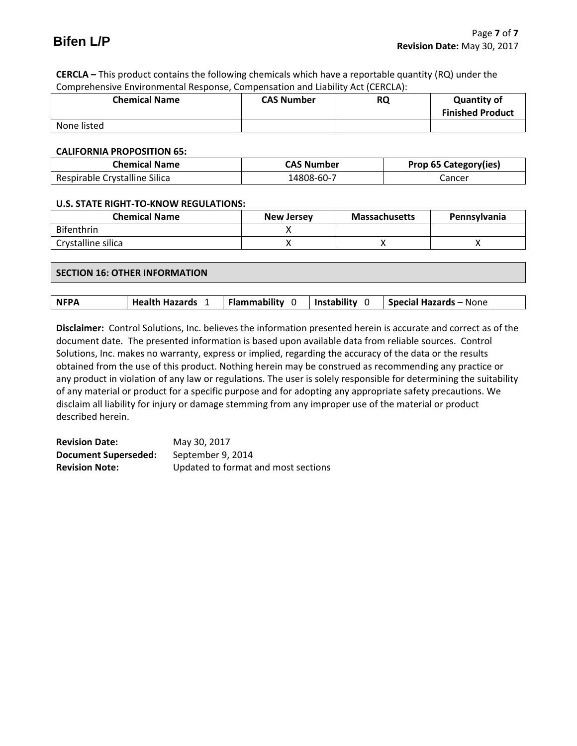**CERCLA –** This product contains the following chemicals which have a reportable quantity (RQ) under the Comprehensive Environmental Response, Compensation and Liability Act (CERCLA):

| Chemical Name | CAS Number | RQ | Quantity of Finished Product |
|---|---|---|---|
| None listed | | | |

**CALIFORNIA PROPOSITION 65:**

| Chemical Name | CAS Number | Prop 65 Category(ies) |
|---|---|---|
| Respirable Crystalline Silica | 14808-60-7 | Cancer |

**U.S. STATE RIGHT-TO-KNOW REGULATIONS:**

| Chemical Name | New Jersey | Massachusetts | Pennsylvania |
|---|---|---|---|
| Bifenthrin | X | | |
| Crystalline silica | X | X | X |

## SECTION 16: OTHER INFORMATION

| | | | | |
|---|---|---|---|---|
| **NFPA** | **Health Hazards** 1 | **Flammability** 0 | **Instability** 0 | **Special Hazards** – None |

**Disclaimer:** Control Solutions, Inc. believes the information presented herein is accurate and correct as of the document date. The presented information is based upon available data from reliable sources. Control Solutions, Inc. makes no warranty, express or implied, regarding the accuracy of the data or the results obtained from the use of this product. Nothing herein may be construed as recommending any practice or any product in violation of any law or regulations. The user is solely responsible for determining the suitability of any material or product for a specific purpose and for adopting any appropriate safety precautions. We disclaim all liability for injury or damage stemming from any improper use of the material or product described herein.

**Revision Date:** May 30, 2017
**Document Superseded:** September 9, 2014
**Revision Note:** Updated to format and most sections